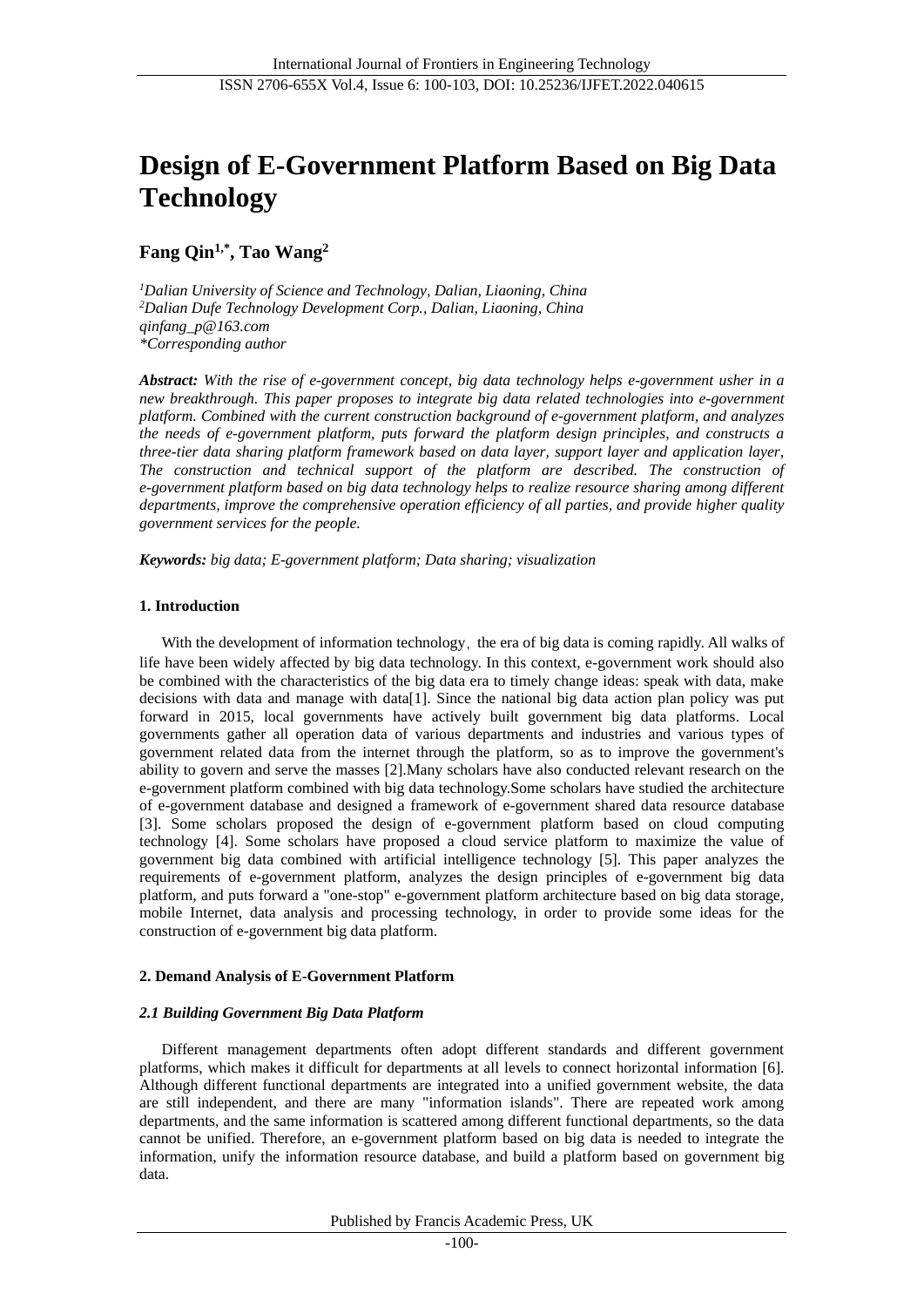# Design of E-Government Platform Based on Big Data Technology

**Fang Qin[1,*], Tao Wang[2]**

*[1]Dalian University of Science and Technology, Dalian, Liaoning, China*
*[2]Dalian Dufe Technology Development Corp., Dalian, Liaoning, China*
*qinfang_p@163.com*
*\*Corresponding author*

***Abstract:*** *With the rise of e-government concept, big data technology helps e-government usher in a new breakthrough. This paper proposes to integrate big data related technologies into e-government platform. Combined with the current construction background of e-government platform, and analyzes the needs of e-government platform, puts forward the platform design principles, and constructs a three-tier data sharing platform framework based on data layer, support layer and application layer, The construction and technical support of the platform are described. The construction of e-government platform based on big data technology helps to realize resource sharing among different departments, improve the comprehensive operation efficiency of all parties, and provide higher quality government services for the people.*

***Keywords:*** *big data; E-government platform; Data sharing; visualization*

## 1. Introduction

With the development of information technology，the era of big data is coming rapidly. All walks of life have been widely affected by big data technology. In this context, e-government work should also be combined with the characteristics of the big data era to timely change ideas: speak with data, make decisions with data and manage with data[1]. Since the national big data action plan policy was put forward in 2015, local governments have actively built government big data platforms. Local governments gather all operation data of various departments and industries and various types of government related data from the internet through the platform, so as to improve the government's ability to govern and serve the masses [2].Many scholars have also conducted relevant research on the e-government platform combined with big data technology.Some scholars have studied the architecture of e-government database and designed a framework of e-government shared data resource database [3]. Some scholars proposed the design of e-government platform based on cloud computing technology [4]. Some scholars have proposed a cloud service platform to maximize the value of government big data combined with artificial intelligence technology [5]. This paper analyzes the requirements of e-government platform, analyzes the design principles of e-government big data platform, and puts forward a "one-stop" e-government platform architecture based on big data storage, mobile Internet, data analysis and processing technology, in order to provide some ideas for the construction of e-government big data platform.

## 2. Demand Analysis of E-Government Platform

### *2.1 Building Government Big Data Platform*

Different management departments often adopt different standards and different government platforms, which makes it difficult for departments at all levels to connect horizontal information [6]. Although different functional departments are integrated into a unified government website, the data are still independent, and there are many "information islands". There are repeated work among departments, and the same information is scattered among different functional departments, so the data cannot be unified. Therefore, an e-government platform based on big data is needed to integrate the information, unify the information resource database, and build a platform based on government big data.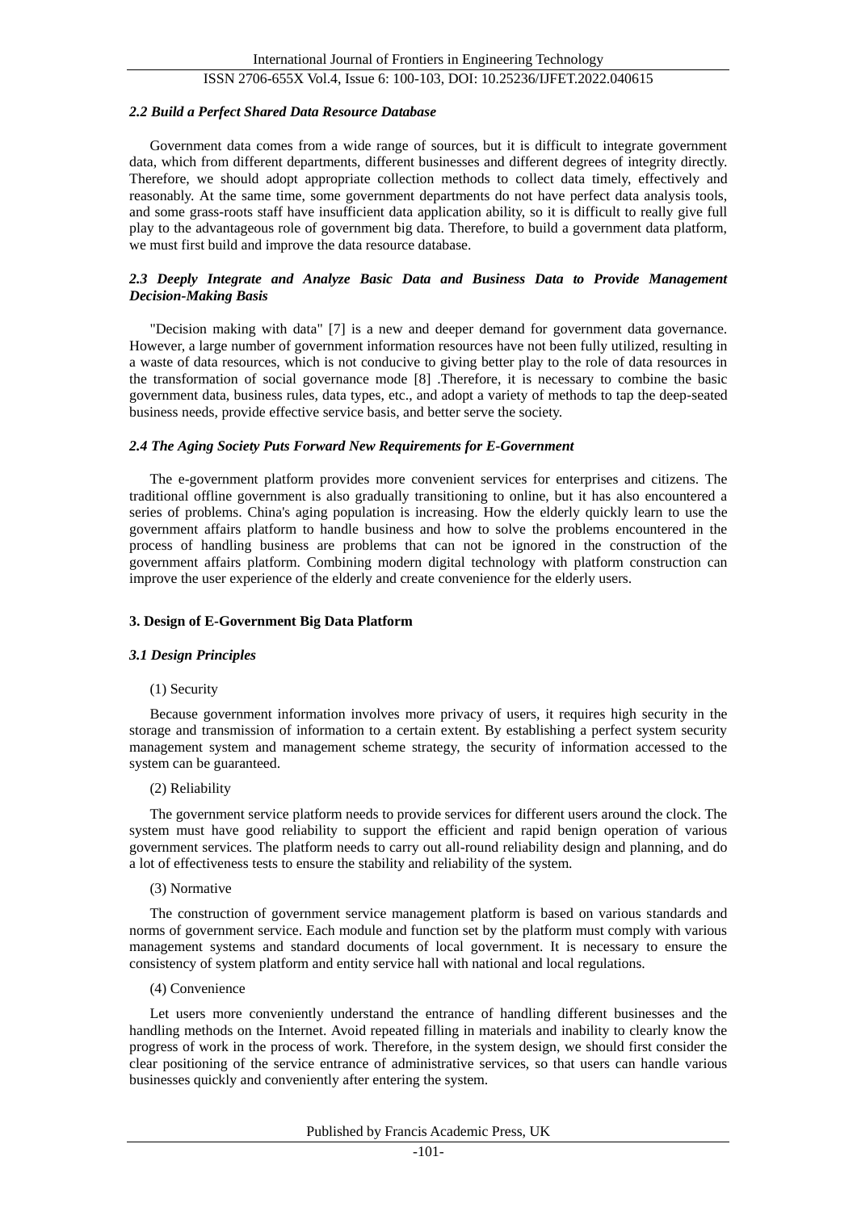### *2.2 Build a Perfect Shared Data Resource Database*

Government data comes from a wide range of sources, but it is difficult to integrate government data, which from different departments, different businesses and different degrees of integrity directly. Therefore, we should adopt appropriate collection methods to collect data timely, effectively and reasonably. At the same time, some government departments do not have perfect data analysis tools, and some grass-roots staff have insufficient data application ability, so it is difficult to really give full play to the advantageous role of government big data. Therefore, to build a government data platform, we must first build and improve the data resource database.

### *2.3 Deeply Integrate and Analyze Basic Data and Business Data to Provide Management Decision-Making Basis*

"Decision making with data" [7] is a new and deeper demand for government data governance. However, a large number of government information resources have not been fully utilized, resulting in a waste of data resources, which is not conducive to giving better play to the role of data resources in the transformation of social governance mode [8] .Therefore, it is necessary to combine the basic government data, business rules, data types, etc., and adopt a variety of methods to tap the deep-seated business needs, provide effective service basis, and better serve the society.

### *2.4 The Aging Society Puts Forward New Requirements for E-Government*

The e-government platform provides more convenient services for enterprises and citizens. The traditional offline government is also gradually transitioning to online, but it has also encountered a series of problems. China's aging population is increasing. How the elderly quickly learn to use the government affairs platform to handle business and how to solve the problems encountered in the process of handling business are problems that can not be ignored in the construction of the government affairs platform. Combining modern digital technology with platform construction can improve the user experience of the elderly and create convenience for the elderly users.

## 3. Design of E-Government Big Data Platform

### *3.1 Design Principles*

(1) Security

Because government information involves more privacy of users, it requires high security in the storage and transmission of information to a certain extent. By establishing a perfect system security management system and management scheme strategy, the security of information accessed to the system can be guaranteed.

(2) Reliability

The government service platform needs to provide services for different users around the clock. The system must have good reliability to support the efficient and rapid benign operation of various government services. The platform needs to carry out all-round reliability design and planning, and do a lot of effectiveness tests to ensure the stability and reliability of the system.

(3) Normative

The construction of government service management platform is based on various standards and norms of government service. Each module and function set by the platform must comply with various management systems and standard documents of local government. It is necessary to ensure the consistency of system platform and entity service hall with national and local regulations.

(4) Convenience

Let users more conveniently understand the entrance of handling different businesses and the handling methods on the Internet. Avoid repeated filling in materials and inability to clearly know the progress of work in the process of work. Therefore, in the system design, we should first consider the clear positioning of the service entrance of administrative services, so that users can handle various businesses quickly and conveniently after entering the system.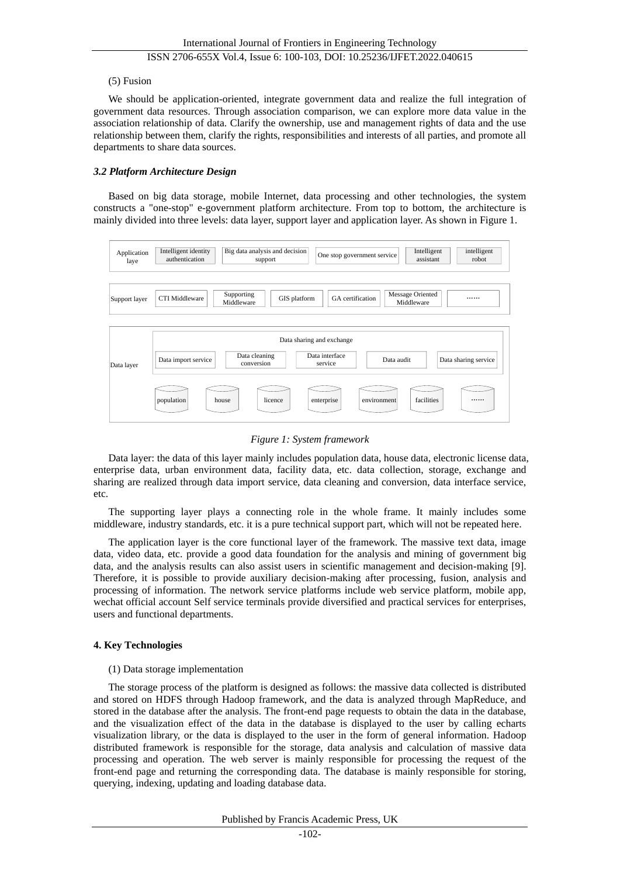(5) Fusion

We should be application-oriented, integrate government data and realize the full integration of government data resources. Through association comparison, we can explore more data value in the association relationship of data. Clarify the ownership, use and management rights of data and the use relationship between them, clarify the rights, responsibilities and interests of all parties, and promote all departments to share data sources.

### *3.2 Platform Architecture Design*

Based on big data storage, mobile Internet, data processing and other technologies, the system constructs a "one-stop" e-government platform architecture. From top to bottom, the architecture is mainly divided into three levels: data layer, support layer and application layer. As shown in Figure 1.

| Application laye | Intelligent identity authentication | Big data analysis and decision support | One stop government service | Intelligent assistant | intelligent robot |
|---|---|---|---|---|---|

| Support layer | CTI Middleware | Supporting Middleware | GIS platform | GA certification | Message Oriented Middleware | …… |
|---|---|---|---|---|---|---|

| Data layer | Data sharing and exchange | | | | | |
|---|---|---|---|---|---|---|
| | Data import service | Data cleaning conversion | Data interface service | Data audit | Data sharing service | |
| | population | house | licence | enterprise | environment | facilities | …… |

*Figure 1: System framework*

Data layer: the data of this layer mainly includes population data, house data, electronic license data, enterprise data, urban environment data, facility data, etc. data collection, storage, exchange and sharing are realized through data import service, data cleaning and conversion, data interface service, etc.

The supporting layer plays a connecting role in the whole frame. It mainly includes some middleware, industry standards, etc. it is a pure technical support part, which will not be repeated here.

The application layer is the core functional layer of the framework. The massive text data, image data, video data, etc. provide a good data foundation for the analysis and mining of government big data, and the analysis results can also assist users in scientific management and decision-making [9]. Therefore, it is possible to provide auxiliary decision-making after processing, fusion, analysis and processing of information. The network service platforms include web service platform, mobile app, wechat official account Self service terminals provide diversified and practical services for enterprises, users and functional departments.

## 4. Key Technologies

(1) Data storage implementation

The storage process of the platform is designed as follows: the massive data collected is distributed and stored on HDFS through Hadoop framework, and the data is analyzed through MapReduce, and stored in the database after the analysis. The front-end page requests to obtain the data in the database, and the visualization effect of the data in the database is displayed to the user by calling echarts visualization library, or the data is displayed to the user in the form of general information. Hadoop distributed framework is responsible for the storage, data analysis and calculation of massive data processing and operation. The web server is mainly responsible for processing the request of the front-end page and returning the corresponding data. The database is mainly responsible for storing, querying, indexing, updating and loading database data.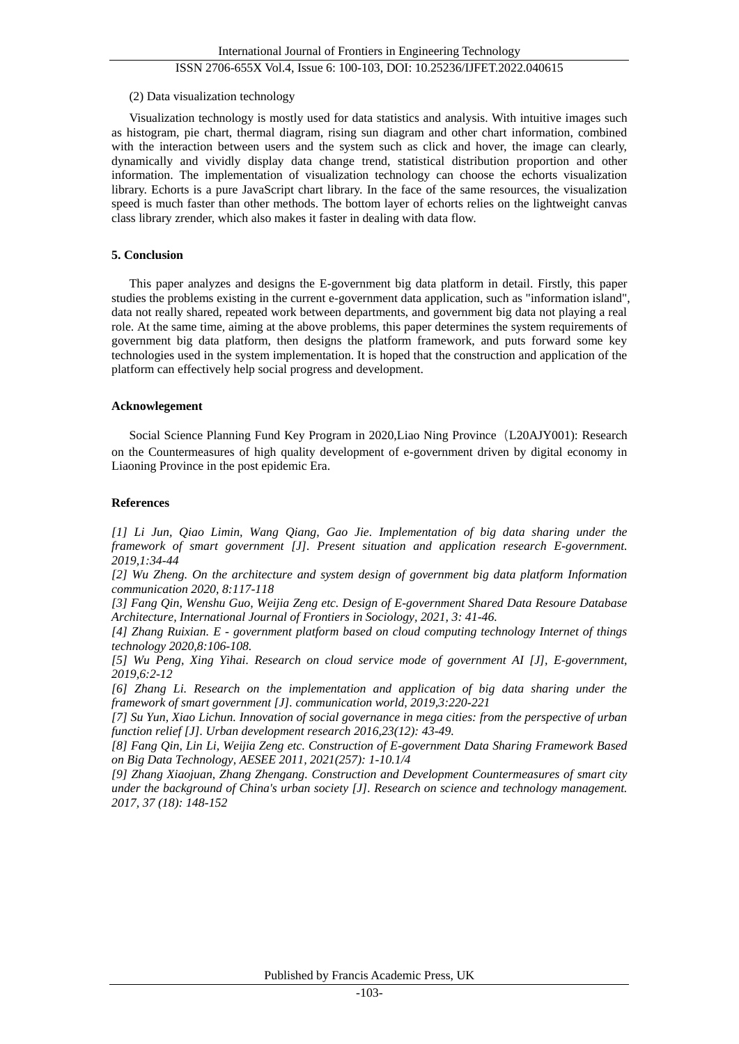(2) Data visualization technology

Visualization technology is mostly used for data statistics and analysis. With intuitive images such as histogram, pie chart, thermal diagram, rising sun diagram and other chart information, combined with the interaction between users and the system such as click and hover, the image can clearly, dynamically and vividly display data change trend, statistical distribution proportion and other information. The implementation of visualization technology can choose the echorts visualization library. Echorts is a pure JavaScript chart library. In the face of the same resources, the visualization speed is much faster than other methods. The bottom layer of echorts relies on the lightweight canvas class library zrender, which also makes it faster in dealing with data flow.

## 5. Conclusion

This paper analyzes and designs the E-government big data platform in detail. Firstly, this paper studies the problems existing in the current e-government data application, such as "information island", data not really shared, repeated work between departments, and government big data not playing a real role. At the same time, aiming at the above problems, this paper determines the system requirements of government big data platform, then designs the platform framework, and puts forward some key technologies used in the system implementation. It is hoped that the construction and application of the platform can effectively help social progress and development.

## Acknowlegement

Social Science Planning Fund Key Program in 2020,Liao Ning Province（L20AJY001): Research on the Countermeasures of high quality development of e-government driven by digital economy in Liaoning Province in the post epidemic Era.

## References

*[1] Li Jun, Qiao Limin, Wang Qiang, Gao Jie. Implementation of big data sharing under the framework of smart government [J]. Present situation and application research E-government. 2019,1:34-44*

*[2] Wu Zheng. On the architecture and system design of government big data platform Information communication 2020, 8:117-118*

*[3] Fang Qin, Wenshu Guo, Weijia Zeng etc. Design of E-government Shared Data Resoure Database Architecture, International Journal of Frontiers in Sociology, 2021, 3: 41-46.*

*[4] Zhang Ruixian. E - government platform based on cloud computing technology Internet of things technology 2020,8:106-108.*

*[5] Wu Peng, Xing Yihai. Research on cloud service mode of government AI [J], E-government, 2019,6:2-12*

*[6] Zhang Li. Research on the implementation and application of big data sharing under the framework of smart government [J]. communication world, 2019,3:220-221*

*[7] Su Yun, Xiao Lichun. Innovation of social governance in mega cities: from the perspective of urban function relief [J]. Urban development research 2016,23(12): 43-49.*

*[8] Fang Qin, Lin Li, Weijia Zeng etc. Construction of E-government Data Sharing Framework Based on Big Data Technology, AESEE 2011, 2021(257): 1-10.1/4*

*[9] Zhang Xiaojuan, Zhang Zhengang. Construction and Development Countermeasures of smart city under the background of China's urban society [J]. Research on science and technology management. 2017, 37 (18): 148-152*